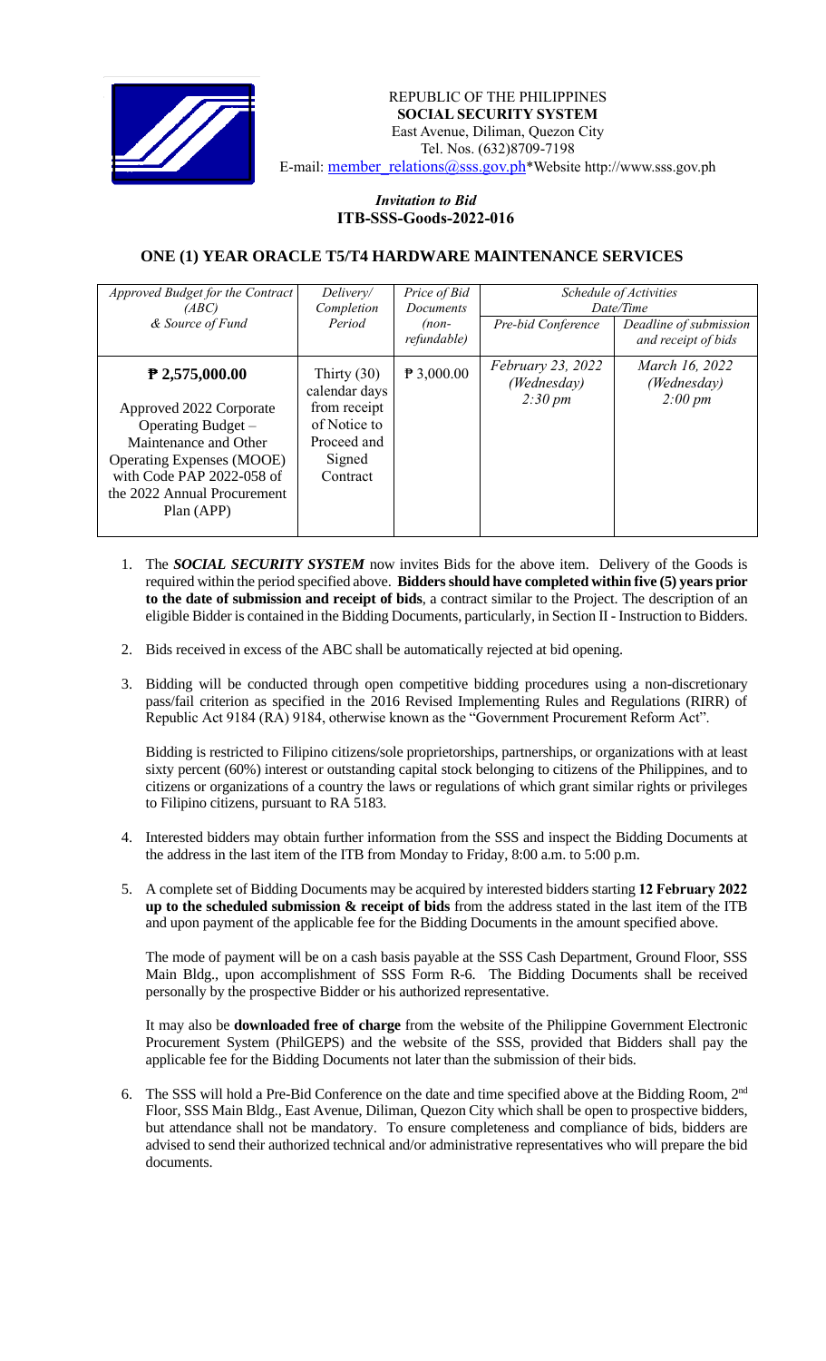REPUBLIC OF THE PHILIPPINES
**SOCIAL SECURITY SYSTEM**
East Avenue, Diliman, Quezon City
Tel. Nos. (632)8709-7198
E-mail: member_relations@sss.gov.ph*Website http://www.sss.gov.ph

***Invitation to Bid***
**ITB-SSS-Goods-2022-016**

## ONE (1) YEAR ORACLE T5/T4 HARDWARE MAINTENANCE SERVICES

| *Approved Budget for the Contract (ABC) & Source of Fund* | *Delivery/ Completion Period* | *Price of Bid Documents (non-refundable)* | *Schedule of Activities Date/Time* | |
|---|---|---|---|---|
| | | | *Pre-bid Conference* | *Deadline of submission and receipt of bids* |
| **₱ 2,575,000.00** Approved 2022 Corporate Operating Budget – Maintenance and Other Operating Expenses (MOOE) with Code PAP 2022-058 of the 2022 Annual Procurement Plan (APP) | Thirty (30) calendar days from receipt of Notice to Proceed and Signed Contract | ₱ 3,000.00 | *February 23, 2022 (Wednesday) 2:30 pm* | *March 16, 2022 (Wednesday) 2:00 pm* |

1. The ***SOCIAL SECURITY SYSTEM*** now invites Bids for the above item. Delivery of the Goods is required within the period specified above. **Bidders should have completed within five (5) years prior to the date of submission and receipt of bids**, a contract similar to the Project. The description of an eligible Bidder is contained in the Bidding Documents, particularly, in Section II - Instruction to Bidders.

2. Bids received in excess of the ABC shall be automatically rejected at bid opening.

3. Bidding will be conducted through open competitive bidding procedures using a non-discretionary pass/fail criterion as specified in the 2016 Revised Implementing Rules and Regulations (RIRR) of Republic Act 9184 (RA) 9184, otherwise known as the "Government Procurement Reform Act".

   Bidding is restricted to Filipino citizens/sole proprietorships, partnerships, or organizations with at least sixty percent (60%) interest or outstanding capital stock belonging to citizens of the Philippines, and to citizens or organizations of a country the laws or regulations of which grant similar rights or privileges to Filipino citizens, pursuant to RA 5183.

4. Interested bidders may obtain further information from the SSS and inspect the Bidding Documents at the address in the last item of the ITB from Monday to Friday, 8:00 a.m. to 5:00 p.m.

5. A complete set of Bidding Documents may be acquired by interested bidders starting **12 February 2022 up to the scheduled submission & receipt of bids** from the address stated in the last item of the ITB and upon payment of the applicable fee for the Bidding Documents in the amount specified above.

   The mode of payment will be on a cash basis payable at the SSS Cash Department, Ground Floor, SSS Main Bldg., upon accomplishment of SSS Form R-6. The Bidding Documents shall be received personally by the prospective Bidder or his authorized representative.

   It may also be **downloaded free of charge** from the website of the Philippine Government Electronic Procurement System (PhilGEPS) and the website of the SSS, provided that Bidders shall pay the applicable fee for the Bidding Documents not later than the submission of their bids.

6. The SSS will hold a Pre-Bid Conference on the date and time specified above at the Bidding Room, 2nd Floor, SSS Main Bldg., East Avenue, Diliman, Quezon City which shall be open to prospective bidders, but attendance shall not be mandatory. To ensure completeness and compliance of bids, bidders are advised to send their authorized technical and/or administrative representatives who will prepare the bid documents.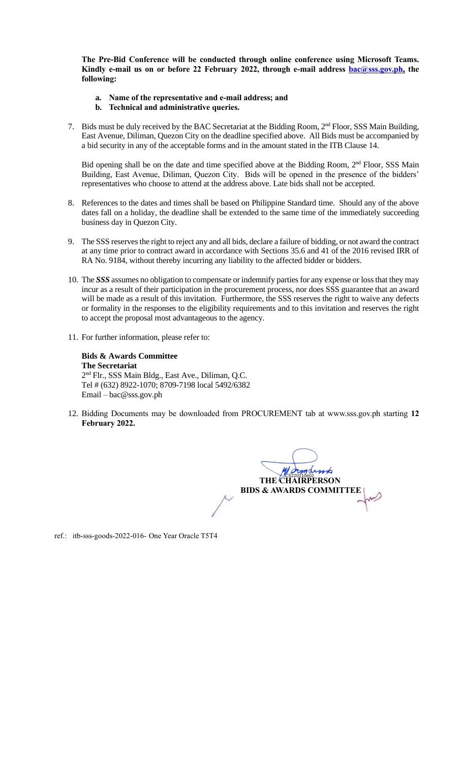**The Pre-Bid Conference will be conducted through online conference using Microsoft Teams. Kindly e-mail us on or before 22 February 2022, through e-mail address bac@sss.gov.ph, the following:**

   **a. Name of the representative and e-mail address; and**
   **b. Technical and administrative queries.**

7. Bids must be duly received by the BAC Secretariat at the Bidding Room, 2nd Floor, SSS Main Building, East Avenue, Diliman, Quezon City on the deadline specified above. All Bids must be accompanied by a bid security in any of the acceptable forms and in the amount stated in the ITB Clause 14.

   Bid opening shall be on the date and time specified above at the Bidding Room, 2nd Floor, SSS Main Building, East Avenue, Diliman, Quezon City. Bids will be opened in the presence of the bidders' representatives who choose to attend at the address above. Late bids shall not be accepted.

8. References to the dates and times shall be based on Philippine Standard time. Should any of the above dates fall on a holiday, the deadline shall be extended to the same time of the immediately succeeding business day in Quezon City.

9. The SSS reserves the right to reject any and all bids, declare a failure of bidding, or not award the contract at any time prior to contract award in accordance with Sections 35.6 and 41 of the 2016 revised IRR of RA No. 9184, without thereby incurring any liability to the affected bidder or bidders.

10. The ***SSS*** assumes no obligation to compensate or indemnify parties for any expense or loss that they may incur as a result of their participation in the procurement process, nor does SSS guarantee that an award will be made as a result of this invitation. Furthermore, the SSS reserves the right to waive any defects or formality in the responses to the eligibility requirements and to this invitation and reserves the right to accept the proposal most advantageous to the agency.

11. For further information, please refer to:

    **Bids & Awards Committee**
    **The Secretariat**
    2nd Flr., SSS Main Bldg., East Ave., Diliman, Q.C.
    Tel # (632) 8922-1070; 8709-7198 local 5492/6382
    Email – bac@sss.gov.ph

12. Bidding Documents may be downloaded from PROCUREMENT tab at www.sss.gov.ph starting **12 February 2022.**

CS220210e02

**THE CHAIRPERSON**
**BIDS & AWARDS COMMITTEE**

ref.: itb-sss-goods-2022-016- One Year Oracle T5T4